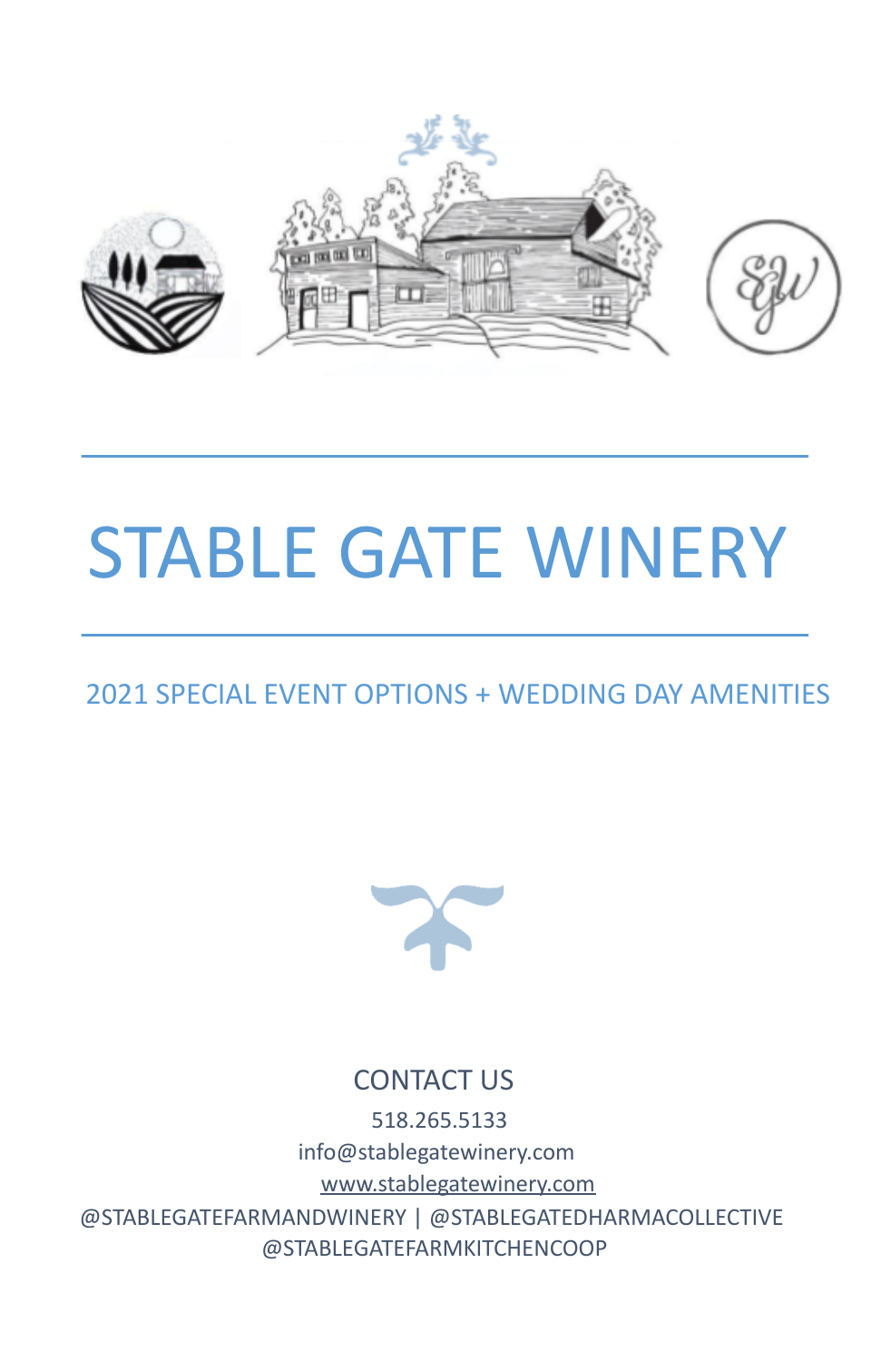# STABLE GATE WINERY

## 2021 SPECIAL EVENT OPTIONS + WEDDING DAY AMENITIES

CONTACT US

518.265.5133

info@stablegatewinery.com

www.stablegatewinery.com

@STABLEGATEFARMANDWINERY | @STABLEGATEDHARMACOLLECTIVE

@STABLEGATEFARMKITCHENCOOP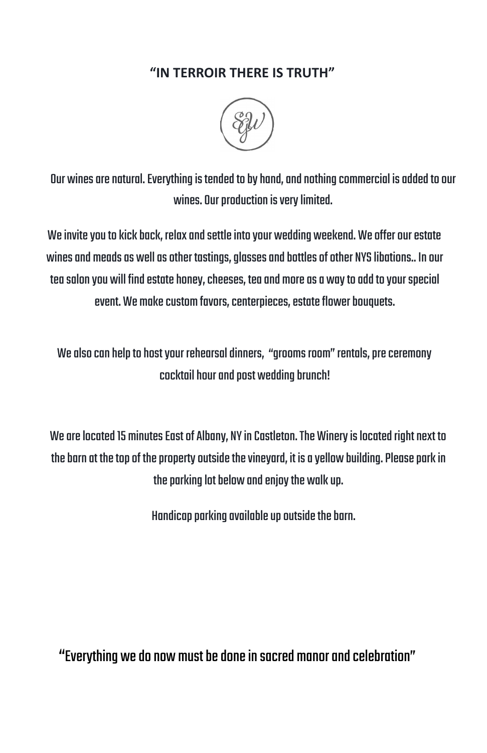**"IN TERROIR THERE IS TRUTH"**

Our wines are natural. Everything is tended to by hand, and nothing commercial is added to our wines. Our production is very limited.

We invite you to kick back, relax and settle into your wedding weekend. We offer our estate wines and meads as well as other tastings, glasses and bottles of other NYS libations.. In our tea salon you will find estate honey, cheeses, tea and more as a way to add to your special event. We make custom favors, centerpieces, estate flower bouquets.

We also can help to host your rehearsal dinners, "grooms room" rentals, pre ceremony cocktail hour and post wedding brunch!

We are located 15 minutes East of Albany, NY in Castleton. The Winery is located right next to the barn at the top of the property outside the vineyard, it is a yellow building. Please park in the parking lot below and enjoy the walk up.

Handicap parking available up outside the barn.

"Everything we do now must be done in sacred manor and celebration"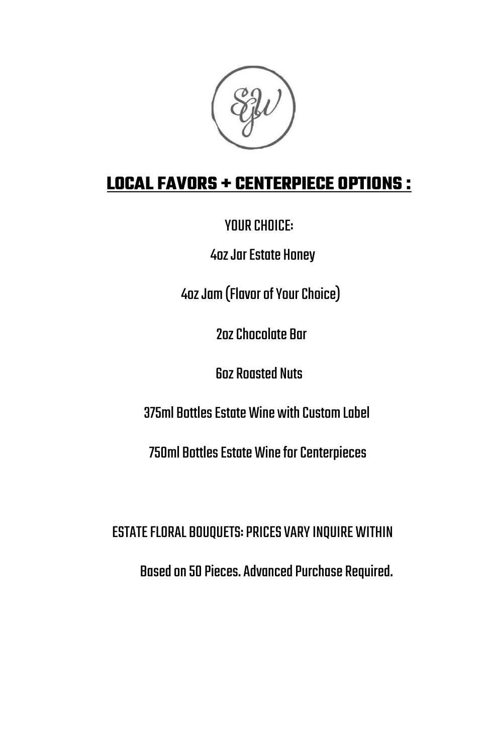## LOCAL FAVORS + CENTERPIECE OPTIONS :

YOUR CHOICE:

4oz Jar Estate Honey

4oz Jam (Flavor of Your Choice)

2oz Chocolate Bar

6oz Roasted Nuts

375ml Bottles Estate Wine with Custom Label

750ml Bottles Estate Wine for Centerpieces

ESTATE FLORAL BOUQUETS: PRICES VARY INQUIRE WITHIN

Based on 50 Pieces. Advanced Purchase Required.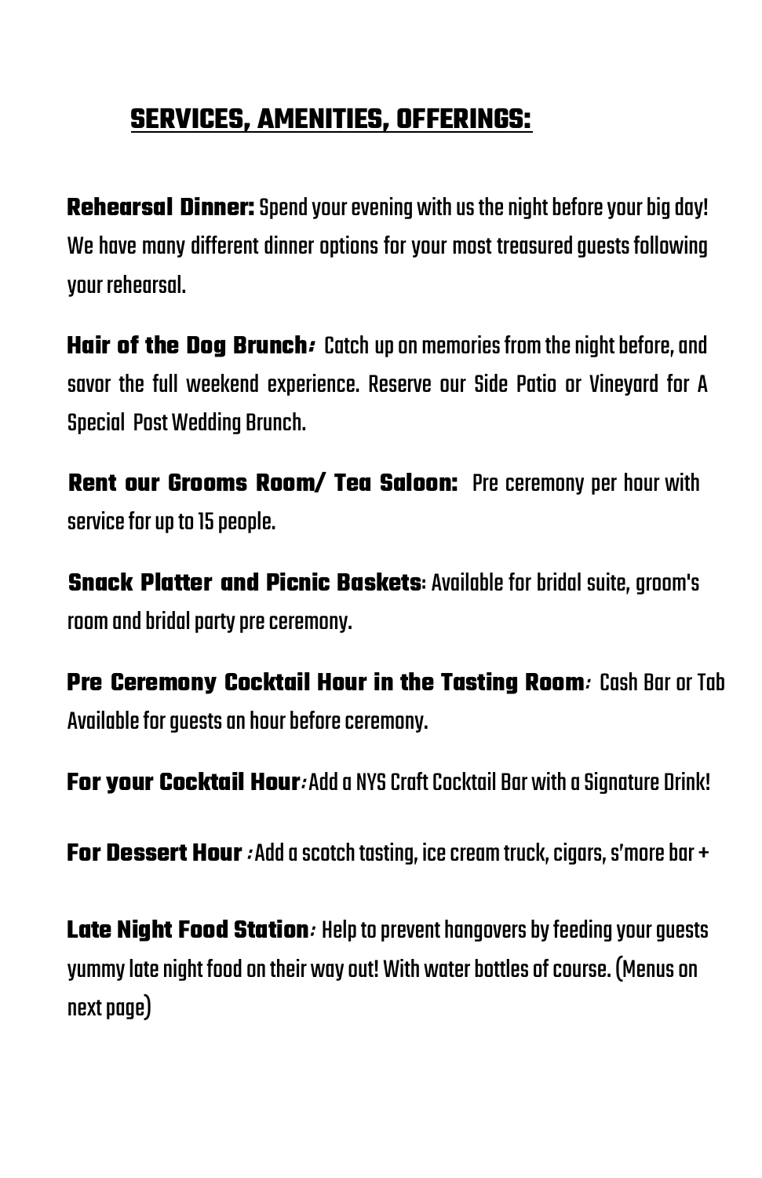## SERVICES, AMENITIES, OFFERINGS:

**Rehearsal Dinner:** Spend your evening with us the night before your big day! We have many different dinner options for your most treasured guests following your rehearsal.

**Hair of the Dog Brunch:** Catch up on memories from the night before, and savor the full weekend experience. Reserve our Side Patio or Vineyard for A Special Post Wedding Brunch.

**Rent our Grooms Room/ Tea Saloon:** Pre ceremony per hour with service for up to 15 people.

**Snack Platter and Picnic Baskets:** Available for bridal suite, groom's room and bridal party pre ceremony.

**Pre Ceremony Cocktail Hour in the Tasting Room:** Cash Bar or Tab Available for guests an hour before ceremony.

**For your Cocktail Hour:** Add a NYS Craft Cocktail Bar with a Signature Drink!

**For Dessert Hour :** Add a scotch tasting, ice cream truck, cigars, s'more bar +

**Late Night Food Station:** Help to prevent hangovers by feeding your guests yummy late night food on their way out! With water bottles of course. (Menus on next page)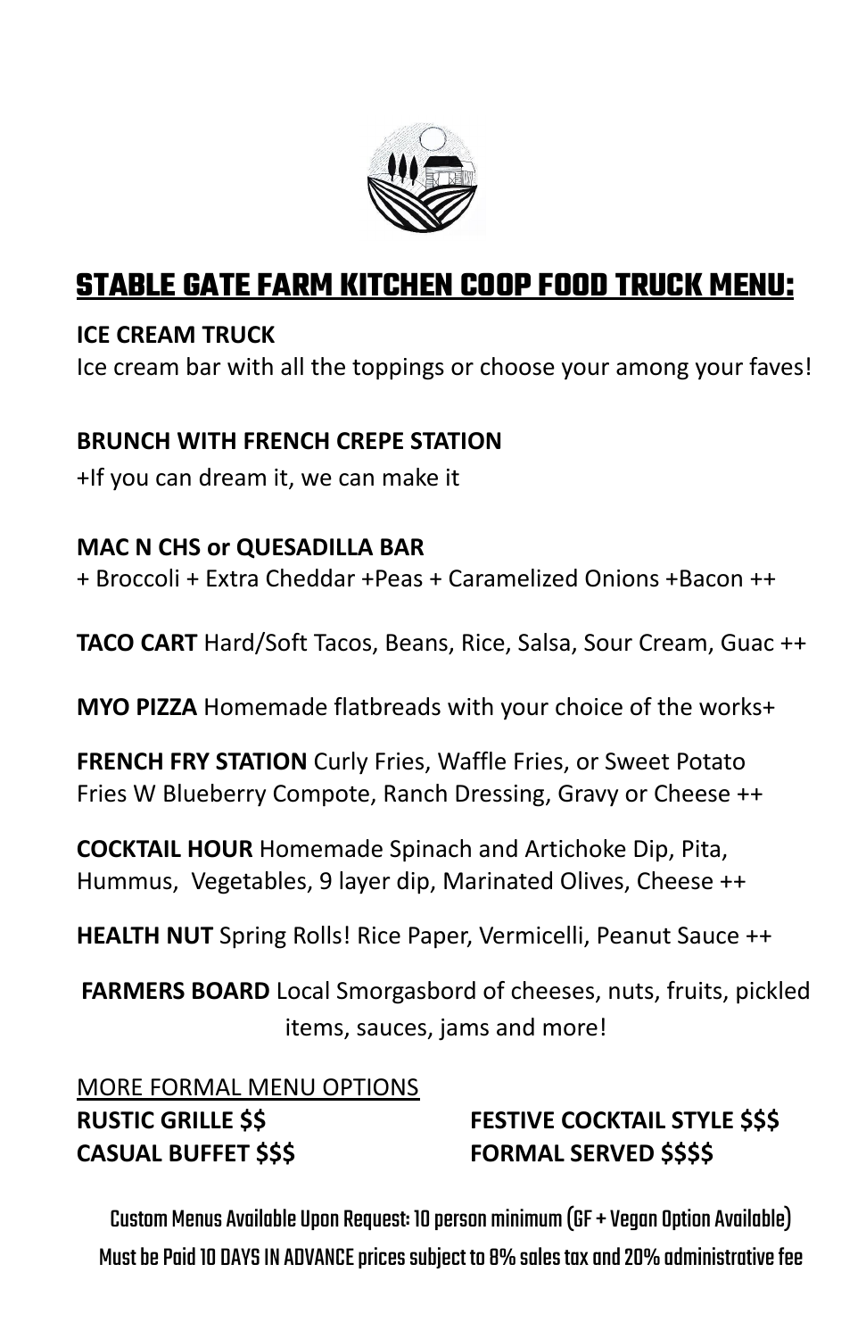## STABLE GATE FARM KITCHEN COOP FOOD TRUCK MENU:

**ICE CREAM TRUCK**
Ice cream bar with all the toppings or choose your among your faves!

**BRUNCH WITH FRENCH CREPE STATION**
+If you can dream it, we can make it

**MAC N CHS or QUESADILLA BAR**
+ Broccoli + Extra Cheddar +Peas + Caramelized Onions +Bacon ++

**TACO CART** Hard/Soft Tacos, Beans, Rice, Salsa, Sour Cream, Guac ++

**MYO PIZZA** Homemade flatbreads with your choice of the works+

**FRENCH FRY STATION** Curly Fries, Waffle Fries, or Sweet Potato Fries W Blueberry Compote, Ranch Dressing, Gravy or Cheese ++

**COCKTAIL HOUR** Homemade Spinach and Artichoke Dip, Pita, Hummus, Vegetables, 9 layer dip, Marinated Olives, Cheese ++

**HEALTH NUT** Spring Rolls! Rice Paper, Vermicelli, Peanut Sauce ++

**FARMERS BOARD** Local Smorgasbord of cheeses, nuts, fruits, pickled items, sauces, jams and more!

MORE FORMAL MENU OPTIONS

**RUSTIC GRILLE $$**
**CASUAL BUFFET $$$**
**FESTIVE COCKTAIL STYLE $$$**
**FORMAL SERVED $$$$**

Custom Menus Available Upon Request: 10 person minimum (GF + Vegan Option Available)
Must be Paid 10 DAYS IN ADVANCE prices subject to 8% sales tax and 20% administrative fee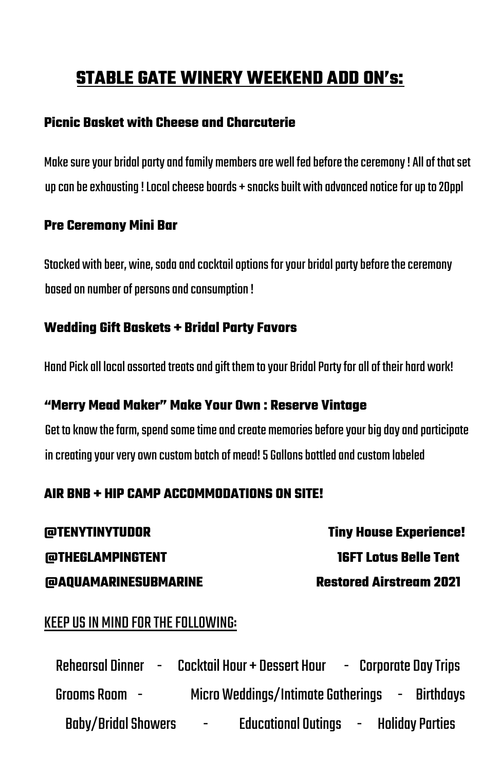## STABLE GATE WINERY WEEKEND ADD ON's:

### Picnic Basket with Cheese and Charcuterie

Make sure your bridal party and family members are well fed before the ceremony ! All of that set up can be exhausting ! Local cheese boards + snacks built with advanced notice for up to 20ppl

### Pre Ceremony Mini Bar

Stocked with beer, wine, soda and cocktail options for your bridal party before the ceremony based on number of persons and consumption !

### Wedding Gift Baskets + Bridal Party Favors

Hand Pick all local assorted treats and gift them to your Bridal Party for all of their hard work!

### "Merry Mead Maker" Make Your Own : Reserve Vintage

Get to know the farm, spend some time and create memories before your big day and participate in creating your very own custom batch of mead! 5 Gallons bottled and custom labeled

### AIR BNB + HIP CAMP ACCOMMODATIONS ON SITE!

| | |
|---|---|
| **@TENYTINYTUDOR** | **Tiny House Experience!** |
| **@THEGLAMPINGTENT** | **16FT Lotus Belle Tent** |
| **@AQUAMARINESUBMARINE** | **Restored Airstream 2021** |

<u>KEEP US IN MIND FOR THE FOLLOWING:</u>

Rehearsal Dinner - Cocktail Hour + Dessert Hour - Corporate Day Trips

Grooms Room - Micro Weddings/Intimate Gatherings - Birthdays

Baby/Bridal Showers - Educational Outings - Holiday Parties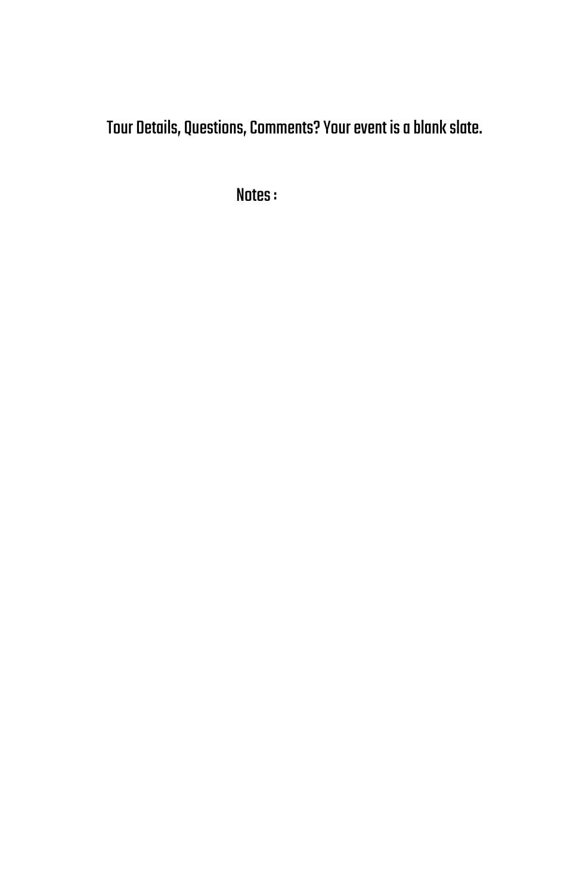Tour Details, Questions, Comments? Your event is a blank slate.

Notes :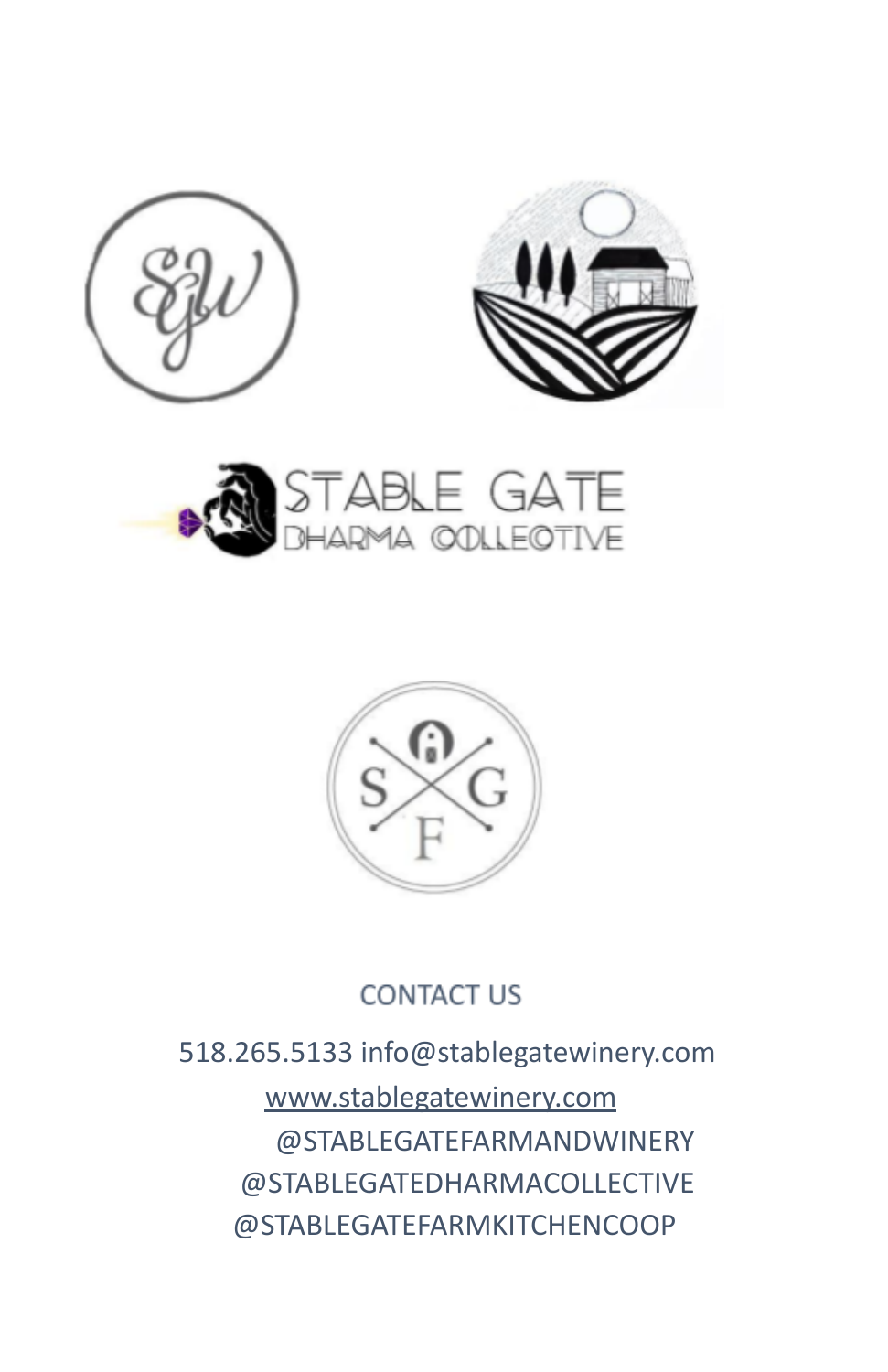STABLE GATE
DHARMA COLLECTIVE

## CONTACT US

518.265.5133 info@stablegatewinery.com
www.stablegatewinery.com
@STABLEGATEFARMANDWINERY
@STABLEGATEDHARMACOLLECTIVE
@STABLEGATEFARMKITCHENCOOP